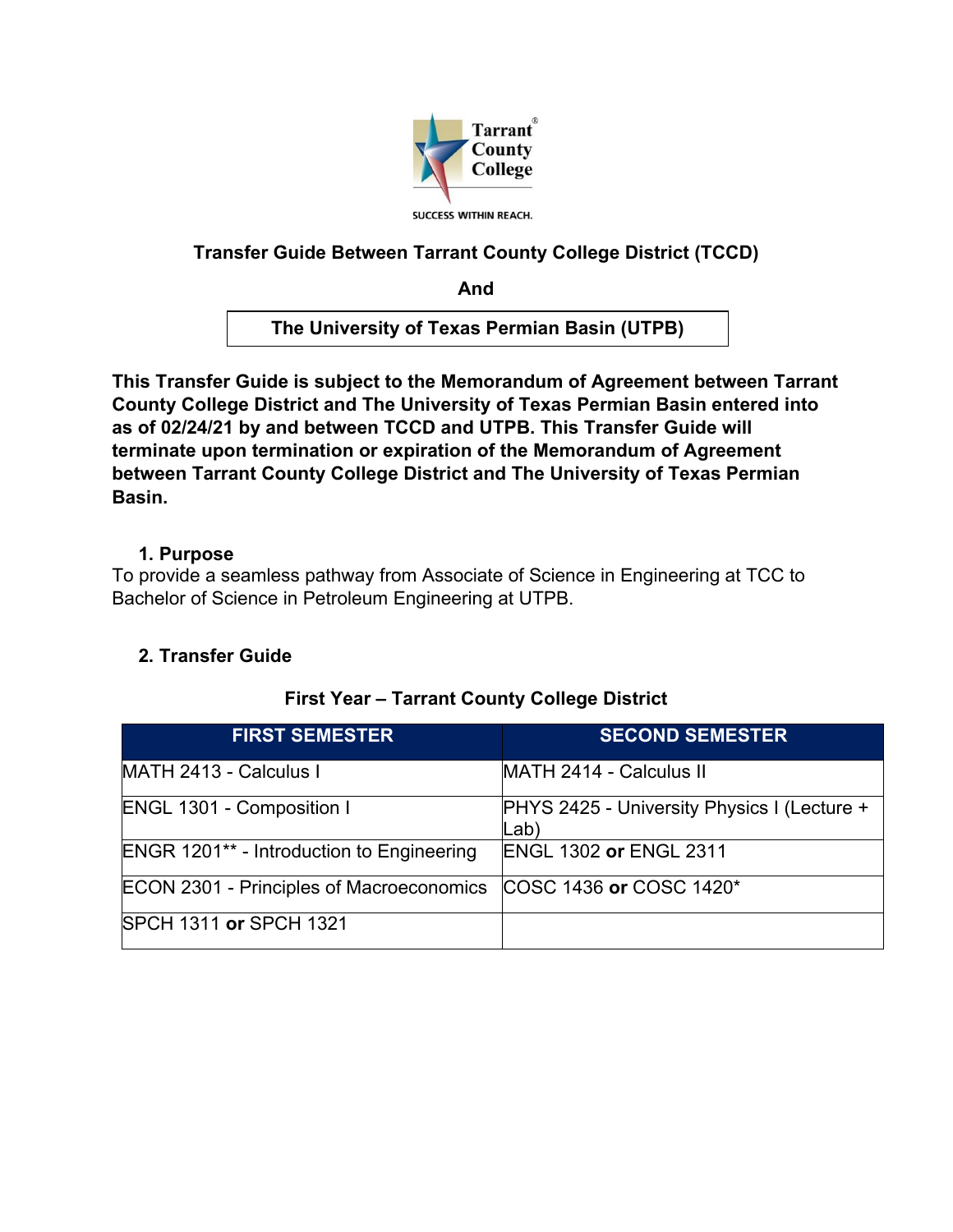Tarrant County College

SUCCESS WITHIN REACH.

## Transfer Guide Between Tarrant County College District (TCCD)

## And

## The University of Texas Permian Basin (UTPB)

**This Transfer Guide is subject to the Memorandum of Agreement between Tarrant County College District and The University of Texas Permian Basin entered into as of 02/24/21 by and between TCCD and UTPB. This Transfer Guide will terminate upon termination or expiration of the Memorandum of Agreement between Tarrant County College District and The University of Texas Permian Basin.**

### 1. Purpose

To provide a seamless pathway from Associate of Science in Engineering at TCC to Bachelor of Science in Petroleum Engineering at UTPB.

### 2. Transfer Guide

**First Year – Tarrant County College District**

| FIRST SEMESTER | SECOND SEMESTER |
|---|---|
| MATH 2413 - Calculus I | MATH 2414 - Calculus II |
| ENGL 1301 - Composition I | PHYS 2425 - University Physics I (Lecture + Lab) |
| ENGR 1201** - Introduction to Engineering | ENGL 1302 **or** ENGL 2311 |
| ECON 2301 - Principles of Macroeconomics | COSC 1436 **or** COSC 1420* |
| SPCH 1311 **or** SPCH 1321 | |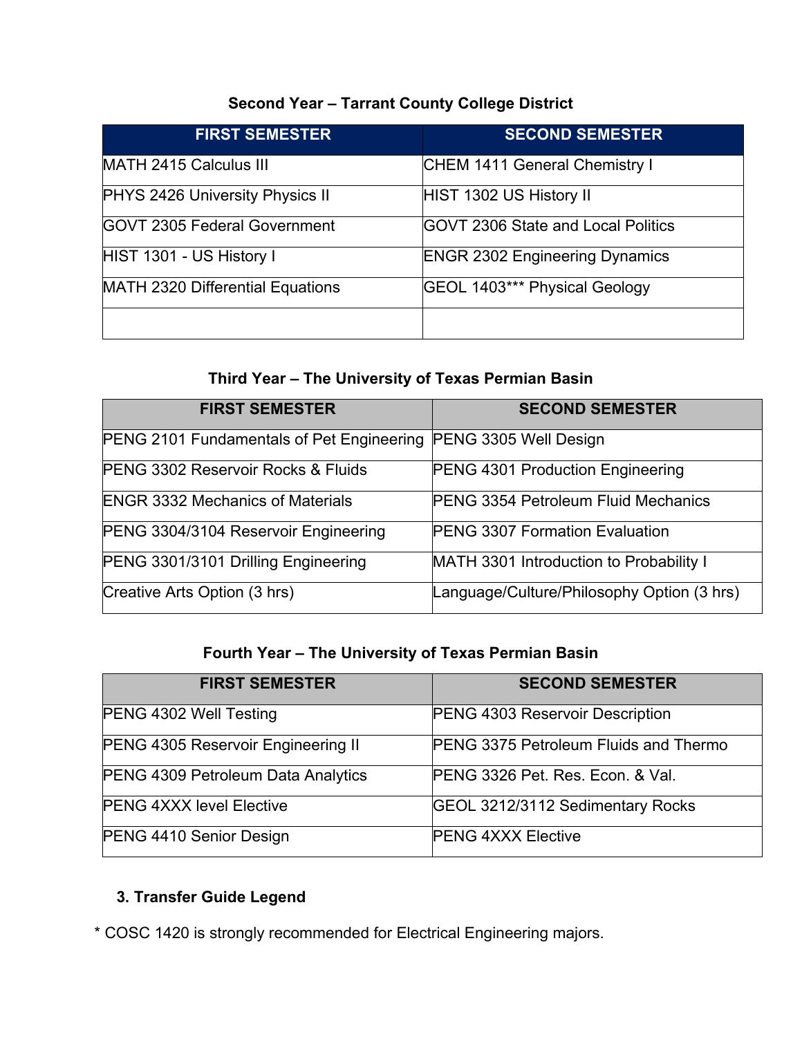### Second Year – Tarrant County College District

| FIRST SEMESTER | SECOND SEMESTER |
|---|---|
| MATH 2415 Calculus III | CHEM 1411 General Chemistry I |
| PHYS 2426 University Physics II | HIST 1302 US History II |
| GOVT 2305 Federal Government | GOVT 2306 State and Local Politics |
| HIST 1301 - US History I | ENGR 2302 Engineering Dynamics |
| MATH 2320 Differential Equations | GEOL 1403*** Physical Geology |
| | |

### Third Year – The University of Texas Permian Basin

| FIRST SEMESTER | SECOND SEMESTER |
|---|---|
| PENG 2101 Fundamentals of Pet Engineering | PENG 3305 Well Design |
| PENG 3302 Reservoir Rocks & Fluids | PENG 4301 Production Engineering |
| ENGR 3332 Mechanics of Materials | PENG 3354 Petroleum Fluid Mechanics |
| PENG 3304/3104 Reservoir Engineering | PENG 3307 Formation Evaluation |
| PENG 3301/3101 Drilling Engineering | MATH 3301 Introduction to Probability I |
| Creative Arts Option (3 hrs) | Language/Culture/Philosophy Option (3 hrs) |

### Fourth Year – The University of Texas Permian Basin

| FIRST SEMESTER | SECOND SEMESTER |
|---|---|
| PENG 4302 Well Testing | PENG 4303 Reservoir Description |
| PENG 4305 Reservoir Engineering II | PENG 3375 Petroleum Fluids and Thermo |
| PENG 4309 Petroleum Data Analytics | PENG 3326 Pet. Res. Econ. & Val. |
| PENG 4XXX level Elective | GEOL 3212/3112 Sedimentary Rocks |
| PENG 4410 Senior Design | PENG 4XXX Elective |

## 3. Transfer Guide Legend

* COSC 1420 is strongly recommended for Electrical Engineering majors.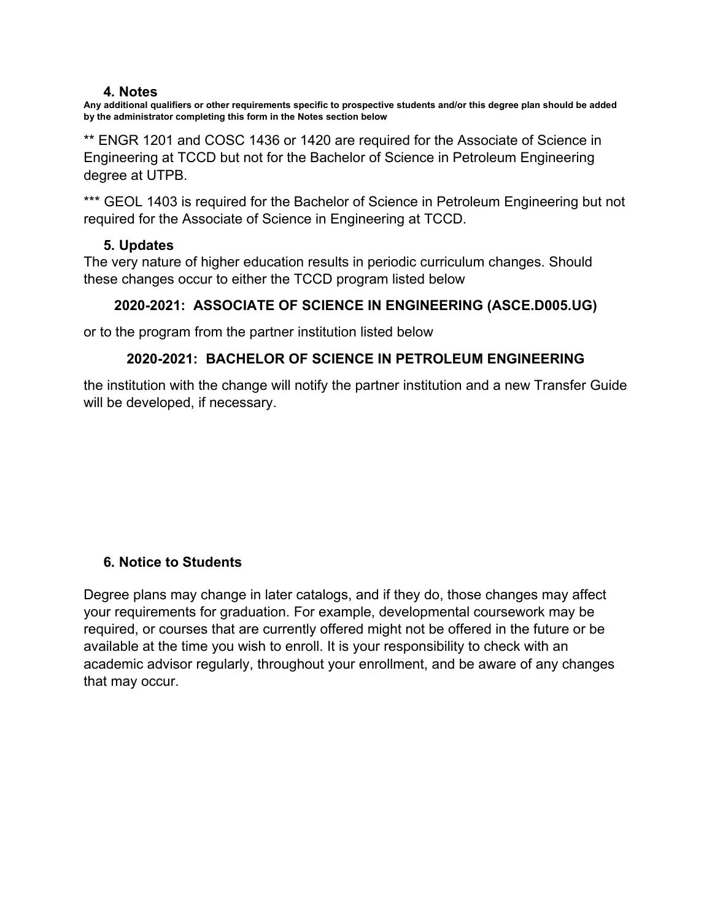## 4. Notes

**Any additional qualifiers or other requirements specific to prospective students and/or this degree plan should be added by the administrator completing this form in the Notes section below**

** ENGR 1201 and COSC 1436 or 1420 are required for the Associate of Science in Engineering at TCCD but not for the Bachelor of Science in Petroleum Engineering degree at UTPB.

*** GEOL 1403 is required for the Bachelor of Science in Petroleum Engineering but not required for the Associate of Science in Engineering at TCCD.

## 5. Updates

The very nature of higher education results in periodic curriculum changes. Should these changes occur to either the TCCD program listed below

**2020-2021: ASSOCIATE OF SCIENCE IN ENGINEERING (ASCE.D005.UG)**

or to the program from the partner institution listed below

**2020-2021: BACHELOR OF SCIENCE IN PETROLEUM ENGINEERING**

the institution with the change will notify the partner institution and a new Transfer Guide will be developed, if necessary.

## 6. Notice to Students

Degree plans may change in later catalogs, and if they do, those changes may affect your requirements for graduation. For example, developmental coursework may be required, or courses that are currently offered might not be offered in the future or be available at the time you wish to enroll. It is your responsibility to check with an academic advisor regularly, throughout your enrollment, and be aware of any changes that may occur.